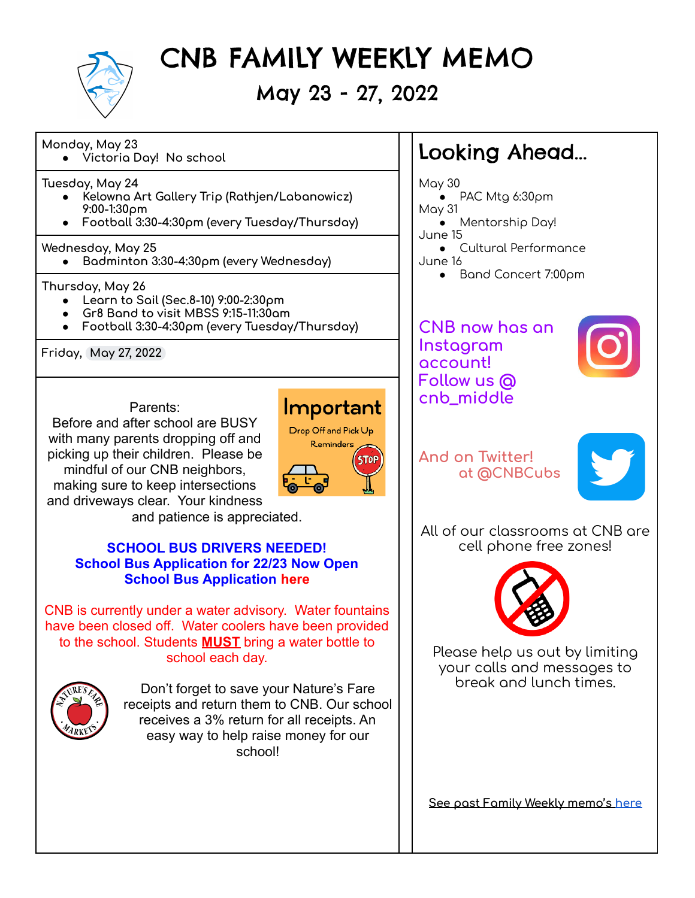# CNB FAMILY WEEKLY MEMO

## May 23 - 27, 2022

Monday, May 23
- Victoria Day! No school

Tuesday, May 24
- Kelowna Art Gallery Trip (Rathjen/Labanowicz) 9:00-1:30pm
- Football 3:30-4:30pm (every Tuesday/Thursday)

Wednesday, May 25
- Badminton 3:30-4:30pm (every Wednesday)

Thursday, May 26
- Learn to Sail (Sec.8-10) 9:00-2:30pm
- Gr8 Band to visit MBSS 9:15-11:30am
- Football 3:30-4:30pm (every Tuesday/Thursday)

Friday, May 27, 2022

Important

Drop Off and Pick Up Reminders

Parents:
Before and after school are BUSY with many parents dropping off and picking up their children. Please be mindful of our CNB neighbors, making sure to keep intersections and driveways clear. Your kindness and patience is appreciated.

**SCHOOL BUS DRIVERS NEEDED!**
**School Bus Application for 22/23 Now Open**
**School Bus Application here**

CNB is currently under a water advisory. Water fountains have been closed off. Water coolers have been provided to the school. Students **MUST** bring a water bottle to school each day.

Don't forget to save your Nature's Fare receipts and return them to CNB. Our school receives a 3% return for all receipts. An easy way to help raise money for our school!

## Looking Ahead...

May 30
- PAC Mtg 6:30pm

May 31
- Mentorship Day!

June 15
- Cultural Performance

June 16
- Band Concert 7:00pm

CNB now has an Instagram account! Follow us @ cnb_middle

And on Twitter! at @CNBCubs

All of our classrooms at CNB are cell phone free zones!

Please help us out by limiting your calls and messages to break and lunch times.

See past Family Weekly memo's here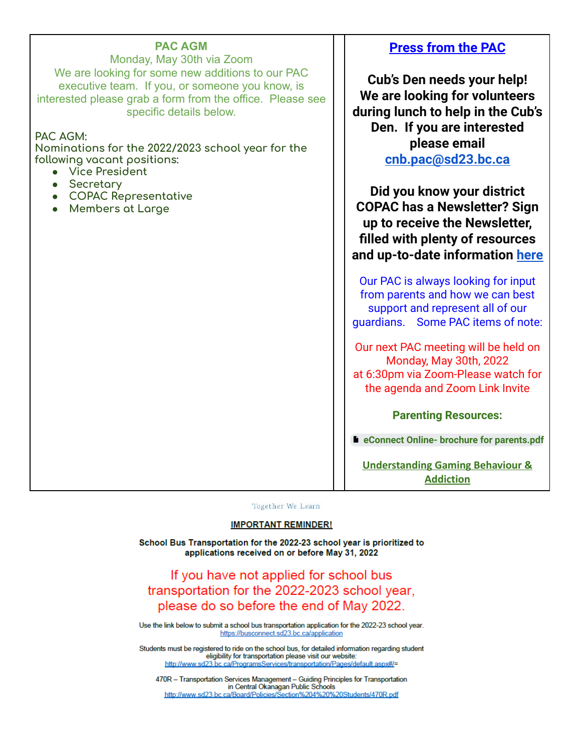## PAC AGM

Monday, May 30th via Zoom

We are looking for some new additions to our PAC executive team. If you, or someone you know, is interested please grab a form from the office. Please see specific details below.

PAC AGM:
Nominations for the 2022/2023 school year for the following vacant positions:

- Vice President
- Secretary
- COPAC Representative
- Members at Large

## Press from the PAC

**Cub's Den needs your help! We are looking for volunteers during lunch to help in the Cub's Den. If you are interested please email cnb.pac@sd23.bc.ca**

**Did you know your district COPAC has a Newsletter? Sign up to receive the Newsletter, filled with plenty of resources and up-to-date information here**

Our PAC is always looking for input from parents and how we can best support and represent all of our guardians. Some PAC items of note:

Our next PAC meeting will be held on Monday, May 30th, 2022 at 6:30pm via Zoom-Please watch for the agenda and Zoom Link Invite

**Parenting Resources:**

**eConnect Online- brochure for parents.pdf**

**Understanding Gaming Behaviour & Addiction**

Together We Learn

**IMPORTANT REMINDER!**

**School Bus Transportation for the 2022-23 school year is prioritized to applications received on or before May 31, 2022**

If you have not applied for school bus transportation for the 2022-2023 school year, please do so before the end of May 2022.

Use the link below to submit a school bus transportation application for the 2022-23 school year.
https://busconnect.sd23.bc.ca/application

Students must be registered to ride on the school bus, for detailed information regarding student eligibility for transportation please visit our website:
http://www.sd23.bc.ca/ProgramsServices/transportation/Pages/default.aspx#/=

470R – Transportation Services Management – Guiding Principles for Transportation in Central Okanagan Public Schools
http://www.sd23.bc.ca/Board/Policies/Section%204%20%20Students/470R.pdf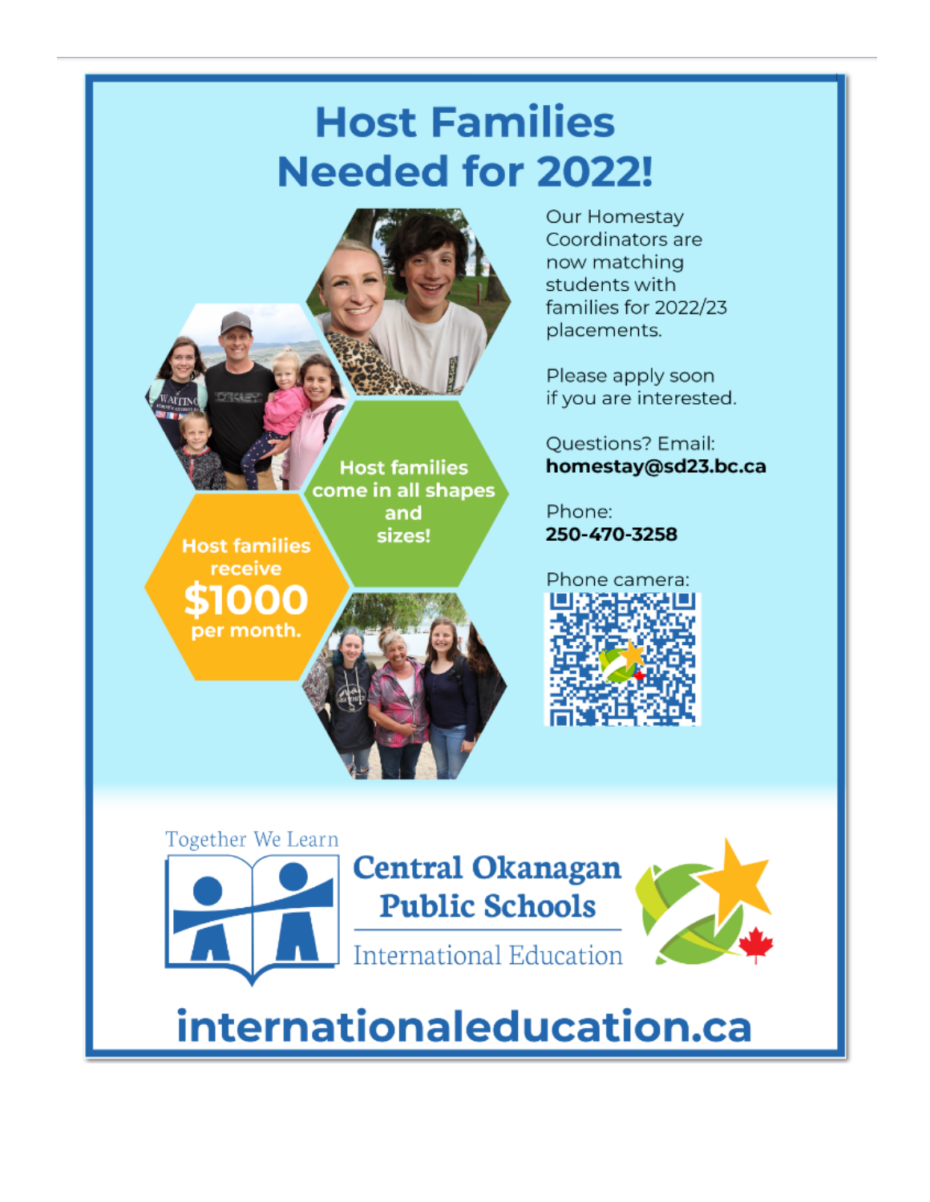# Host Families Needed for 2022!

Host families receive **$1000** per month.

Host families come in all shapes and sizes!

Our Homestay Coordinators are now matching students with families for 2022/23 placements.

Please apply soon if you are interested.

Questions? Email:
**homestay@sd23.bc.ca**

Phone:
**250-470-3258**

Phone camera:

Together We Learn

**Central Okanagan Public Schools**

International Education

**internationaleducation.ca**